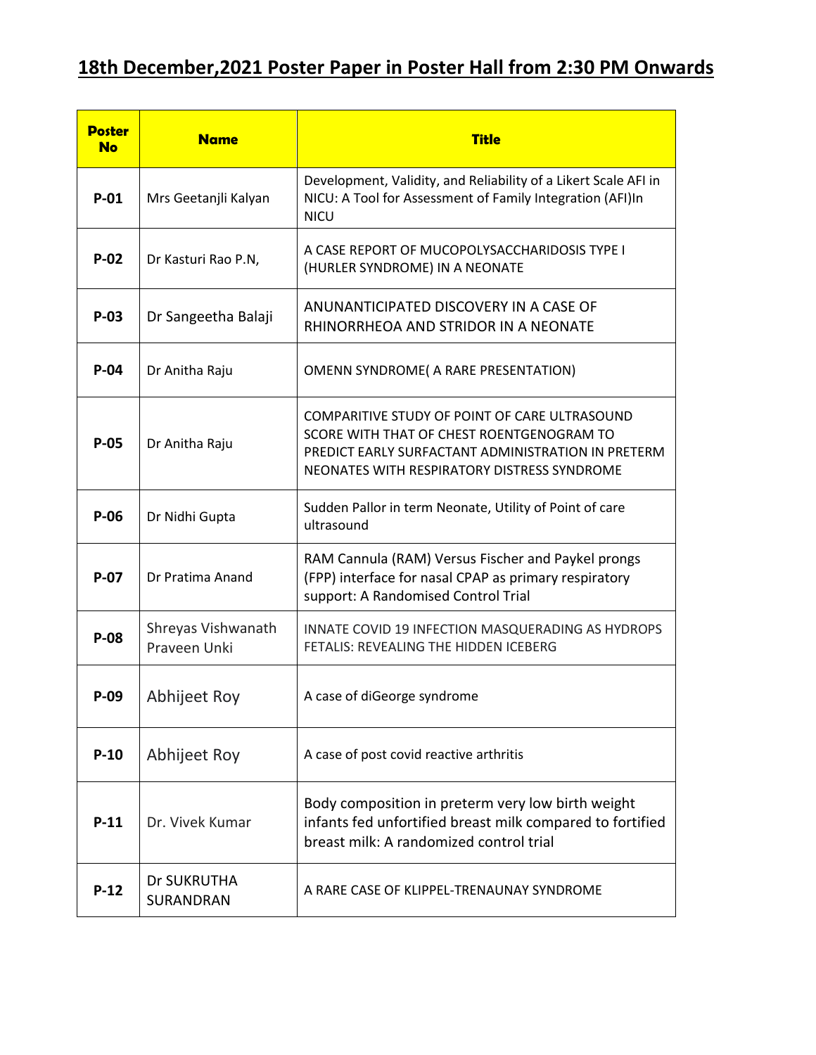# 18th December,2021 Poster Paper in Poster Hall from 2:30 PM Onwards

| Poster No | Name | Title |
|---|---|---|
| P-01 | Mrs Geetanjli Kalyan | Development, Validity, and Reliability of a Likert Scale AFI in NICU: A Tool for Assessment of Family Integration (AFI)In NICU |
| P-02 | Dr Kasturi Rao P.N, | A CASE REPORT OF MUCOPOLYSACCHARIDOSIS TYPE I (HURLER SYNDROME) IN A NEONATE |
| P-03 | Dr Sangeetha Balaji | ANUNANTICIPATED DISCOVERY IN A CASE OF RHINORRHEOA AND STRIDOR IN A NEONATE |
| P-04 | Dr Anitha Raju | OMENN SYNDROME( A RARE PRESENTATION) |
| P-05 | Dr Anitha Raju | COMPARITIVE STUDY OF POINT OF CARE ULTRASOUND SCORE WITH THAT OF CHEST ROENTGENOGRAM TO PREDICT EARLY SURFACTANT ADMINISTRATION IN PRETERM NEONATES WITH RESPIRATORY DISTRESS SYNDROME |
| P-06 | Dr Nidhi Gupta | Sudden Pallor in term Neonate, Utility of Point of care ultrasound |
| P-07 | Dr Pratima Anand | RAM Cannula (RAM) Versus Fischer and Paykel prongs (FPP) interface for nasal CPAP as primary respiratory support: A Randomised Control Trial |
| P-08 | Shreyas Vishwanath Praveen Unki | INNATE COVID 19 INFECTION MASQUERADING AS HYDROPS FETALIS: REVEALING THE HIDDEN ICEBERG |
| P-09 | Abhijeet Roy | A case of diGeorge syndrome |
| P-10 | Abhijeet Roy | A case of post covid reactive arthritis |
| P-11 | Dr. Vivek Kumar | Body composition in preterm very low birth weight infants fed unfortified breast milk compared to fortified breast milk: A randomized control trial |
| P-12 | Dr SUKRUTHA SURANDRAN | A RARE CASE OF KLIPPEL-TRENAUNAY SYNDROME |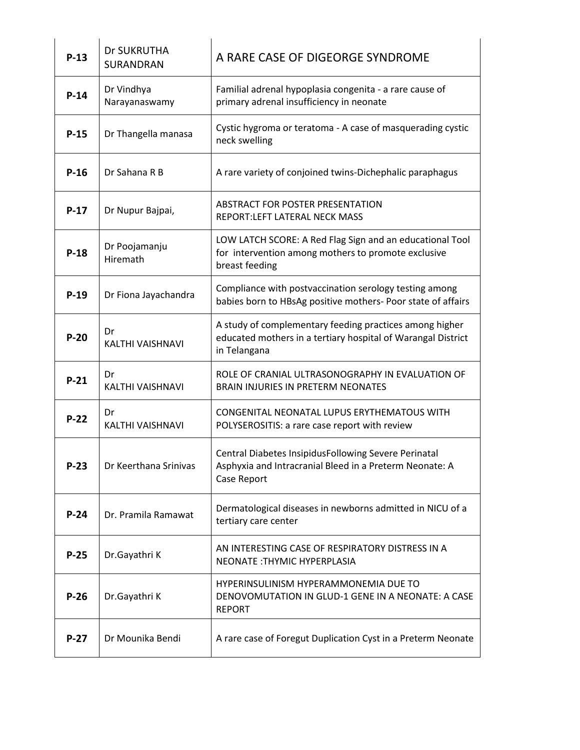| P-13 | Dr SUKRUTHA SURANDRAN | A RARE CASE OF DIGEORGE SYNDROME |
|---|---|---|
| P-14 | Dr Vindhya Narayanaswamy | Familial adrenal hypoplasia congenita - a rare cause of primary adrenal insufficiency in neonate |
| P-15 | Dr Thangella manasa | Cystic hygroma or teratoma - A case of masquerading cystic neck swelling |
| P-16 | Dr Sahana R B | A rare variety of conjoined twins-Dichephalic paraphagus |
| P-17 | Dr Nupur Bajpai, | ABSTRACT FOR POSTER PRESENTATION REPORT:LEFT LATERAL NECK MASS |
| P-18 | Dr Poojamanju Hiremath | LOW LATCH SCORE: A Red Flag Sign and an educational Tool for intervention among mothers to promote exclusive breast feeding |
| P-19 | Dr Fiona Jayachandra | Compliance with postvaccination serology testing among babies born to HBsAg positive mothers- Poor state of affairs |
| P-20 | Dr KALTHI VAISHNAVI | A study of complementary feeding practices among higher educated mothers in a tertiary hospital of Warangal District in Telangana |
| P-21 | Dr KALTHI VAISHNAVI | ROLE OF CRANIAL ULTRASONOGRAPHY IN EVALUATION OF BRAIN INJURIES IN PRETERM NEONATES |
| P-22 | Dr KALTHI VAISHNAVI | CONGENITAL NEONATAL LUPUS ERYTHEMATOUS WITH POLYSEROSITIS: a rare case report with review |
| P-23 | Dr Keerthana Srinivas | Central Diabetes InsipidusFollowing Severe Perinatal Asphyxia and Intracranial Bleed in a Preterm Neonate: A Case Report |
| P-24 | Dr. Pramila Ramawat | Dermatological diseases in newborns admitted in NICU of a tertiary care center |
| P-25 | Dr.Gayathri K | AN INTERESTING CASE OF RESPIRATORY DISTRESS IN A NEONATE :THYMIC HYPERPLASIA |
| P-26 | Dr.Gayathri K | HYPERINSULINISM HYPERAMMONEMIA DUE TO DENOVOMUTATION IN GLUD-1 GENE IN A NEONATE: A CASE REPORT |
| P-27 | Dr Mounika Bendi | A rare case of Foregut Duplication Cyst in a Preterm Neonate |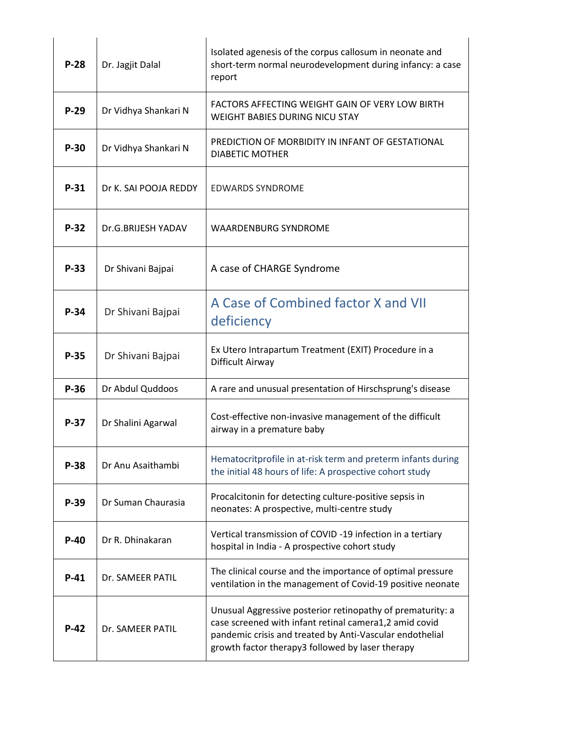| | | |
|---|---|---|
| **P-28** | Dr. Jagjit Dalal | Isolated agenesis of the corpus callosum in neonate and short-term normal neurodevelopment during infancy: a case report |
| **P-29** | Dr Vidhya Shankari N | FACTORS AFFECTING WEIGHT GAIN OF VERY LOW BIRTH WEIGHT BABIES DURING NICU STAY |
| **P-30** | Dr Vidhya Shankari N | PREDICTION OF MORBIDITY IN INFANT OF GESTATIONAL DIABETIC MOTHER |
| **P-31** | Dr K. SAI POOJA REDDY | EDWARDS SYNDROME |
| **P-32** | Dr.G.BRIJESH YADAV | WAARDENBURG SYNDROME |
| **P-33** | Dr Shivani Bajpai | A case of CHARGE Syndrome |
| **P-34** | Dr Shivani Bajpai | A Case of Combined factor X and VII deficiency |
| **P-35** | Dr Shivani Bajpai | Ex Utero Intrapartum Treatment (EXIT) Procedure in a Difficult Airway |
| **P-36** | Dr Abdul Quddoos | A rare and unusual presentation of Hirschsprung's disease |
| **P-37** | Dr Shalini Agarwal | Cost-effective non-invasive management of the difficult airway in a premature baby |
| **P-38** | Dr Anu Asaithambi | Hematocritprofile in at-risk term and preterm infants during the initial 48 hours of life: A prospective cohort study |
| **P-39** | Dr Suman Chaurasia | Procalcitonin for detecting culture-positive sepsis in neonates: A prospective, multi-centre study |
| **P-40** | Dr R. Dhinakaran | Vertical transmission of COVID -19 infection in a tertiary hospital in India - A prospective cohort study |
| **P-41** | Dr. SAMEER PATIL | The clinical course and the importance of optimal pressure ventilation in the management of Covid-19 positive neonate |
| **P-42** | Dr. SAMEER PATIL | Unusual Aggressive posterior retinopathy of prematurity: a case screened with infant retinal camera[1,2] amid covid pandemic crisis and treated by Anti-Vascular endothelial growth factor therapy[3] followed by laser therapy |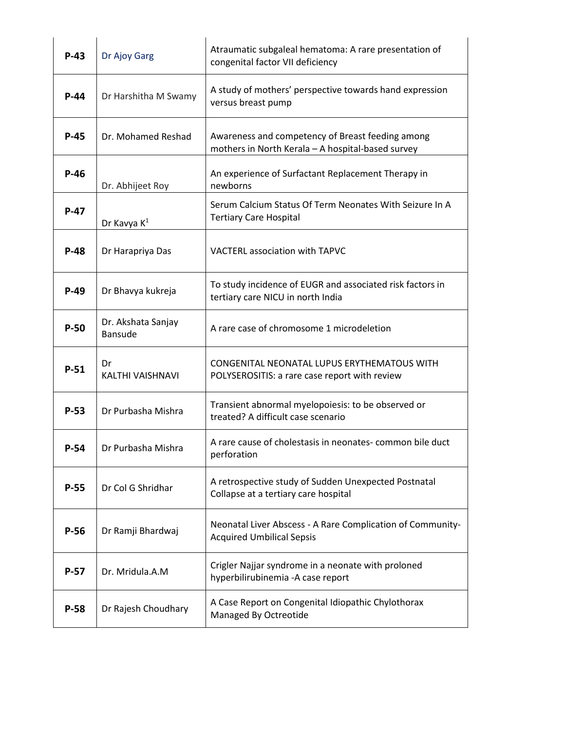| P-43 | Dr Ajoy Garg | Atraumatic subgaleal hematoma: A rare presentation of congenital factor VII deficiency |
|---|---|---|
| P-44 | Dr Harshitha M Swamy | A study of mothers' perspective towards hand expression versus breast pump |
| P-45 | Dr. Mohamed Reshad | Awareness and competency of Breast feeding among mothers in North Kerala – A hospital-based survey |
| P-46 | Dr. Abhijeet Roy | An experience of Surfactant Replacement Therapy in newborns |
| P-47 | Dr Kavya K[1] | Serum Calcium Status Of Term Neonates With Seizure In A Tertiary Care Hospital |
| P-48 | Dr Harapriya Das | VACTERL association with TAPVC |
| P-49 | Dr Bhavya kukreja | To study incidence of EUGR and associated risk factors in tertiary care NICU in north India |
| P-50 | Dr. Akshata Sanjay Bansude | A rare case of chromosome 1 microdeletion |
| P-51 | Dr KALTHI VAISHNAVI | CONGENITAL NEONATAL LUPUS ERYTHEMATOUS WITH POLYSEROSITIS: a rare case report with review |
| P-53 | Dr Purbasha Mishra | Transient abnormal myelopoiesis: to be observed or treated? A difficult case scenario |
| P-54 | Dr Purbasha Mishra | A rare cause of cholestasis in neonates- common bile duct perforation |
| P-55 | Dr Col G Shridhar | A retrospective study of Sudden Unexpected Postnatal Collapse at a tertiary care hospital |
| P-56 | Dr Ramji Bhardwaj | Neonatal Liver Abscess - A Rare Complication of Community-Acquired Umbilical Sepsis |
| P-57 | Dr. Mridula.A.M | Crigler Najjar syndrome in a neonate with proloned hyperbilirubinemia -A case report |
| P-58 | Dr Rajesh Choudhary | A Case Report on Congenital Idiopathic Chylothorax Managed By Octreotide |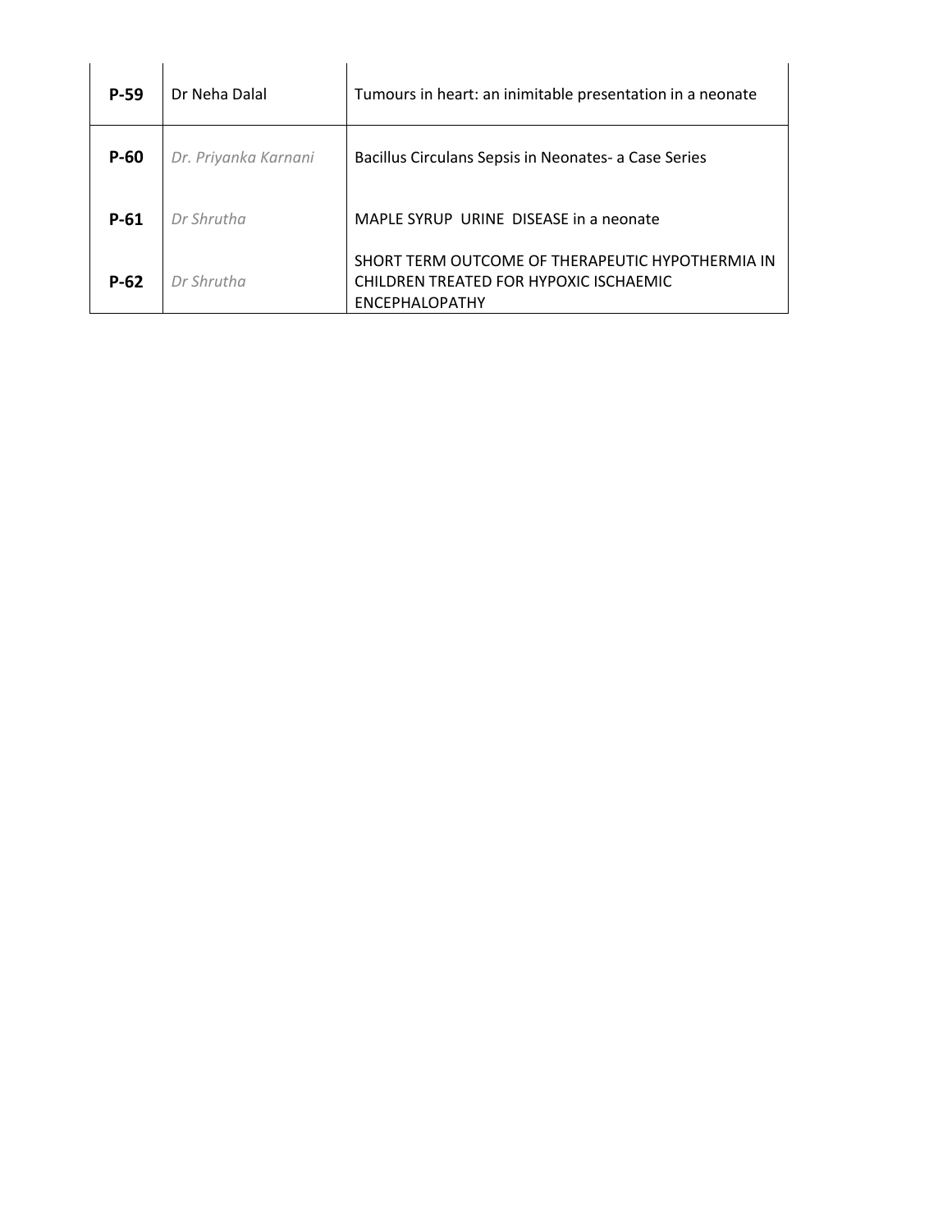| | | |
|---|---|---|
| **P-59** | Dr Neha Dalal | Tumours in heart: an inimitable presentation in a neonate |
| **P-60** | *Dr. Priyanka Karnani* | Bacillus Circulans Sepsis in Neonates- a Case Series |
| **P-61** | *Dr Shrutha* | MAPLE SYRUP URINE DISEASE in a neonate |
| **P-62** | *Dr Shrutha* | SHORT TERM OUTCOME OF THERAPEUTIC HYPOTHERMIA IN CHILDREN TREATED FOR HYPOXIC ISCHAEMIC ENCEPHALOPATHY |